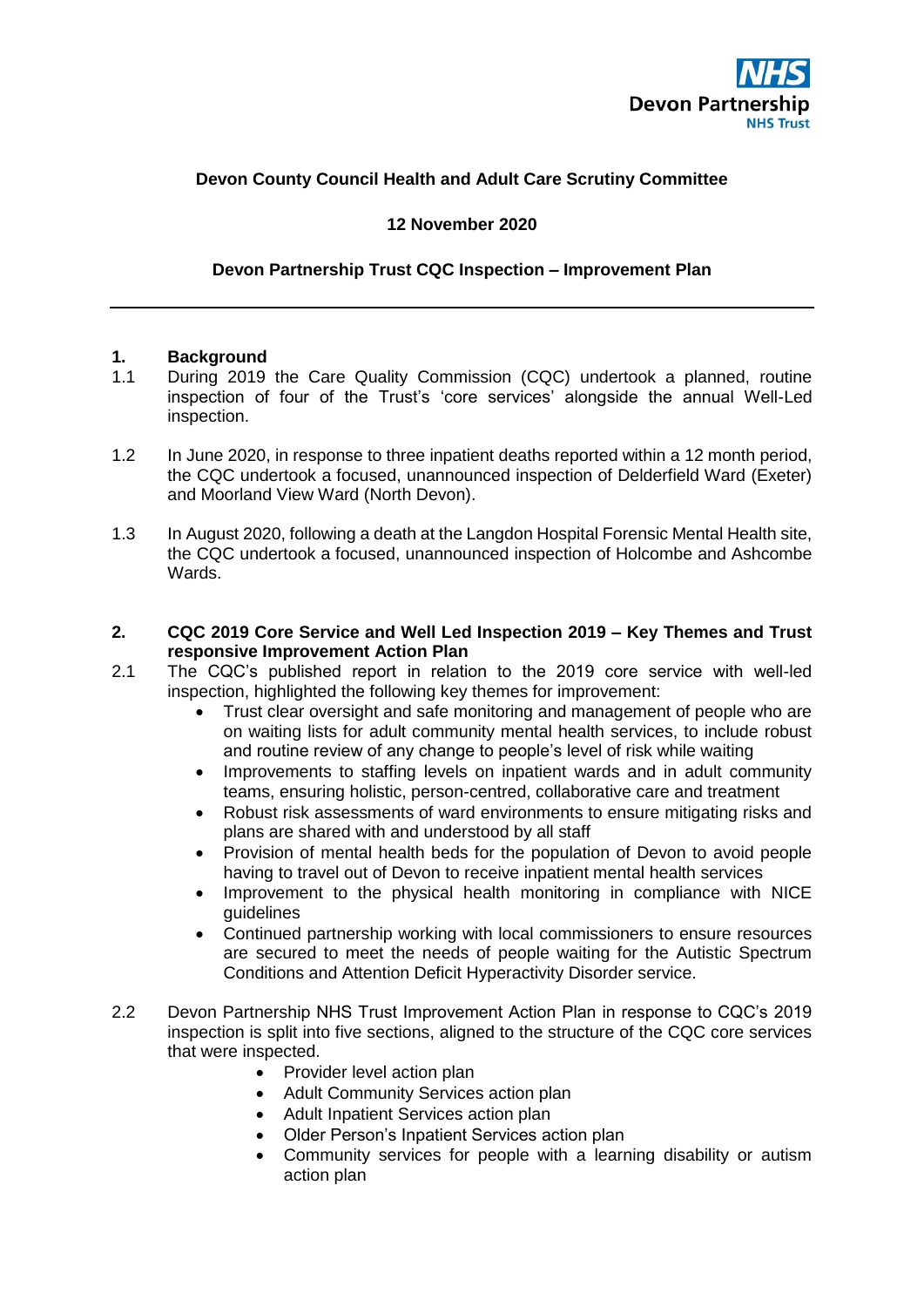NHS Devon Partnership NHS Trust

**Devon County Council Health and Adult Care Scrutiny Committee**

**12 November 2020**

**Devon Partnership Trust CQC Inspection – Improvement Plan**

---

## 1. Background

1.1 During 2019 the Care Quality Commission (CQC) undertook a planned, routine inspection of four of the Trust's 'core services' alongside the annual Well-Led inspection.

1.2 In June 2020, in response to three inpatient deaths reported within a 12 month period, the CQC undertook a focused, unannounced inspection of Delderfield Ward (Exeter) and Moorland View Ward (North Devon).

1.3 In August 2020, following a death at the Langdon Hospital Forensic Mental Health site, the CQC undertook a focused, unannounced inspection of Holcombe and Ashcombe Wards.

## 2. CQC 2019 Core Service and Well Led Inspection 2019 – Key Themes and Trust responsive Improvement Action Plan

2.1 The CQC's published report in relation to the 2019 core service with well-led inspection, highlighted the following key themes for improvement:

- Trust clear oversight and safe monitoring and management of people who are on waiting lists for adult community mental health services, to include robust and routine review of any change to people's level of risk while waiting
- Improvements to staffing levels on inpatient wards and in adult community teams, ensuring holistic, person-centred, collaborative care and treatment
- Robust risk assessments of ward environments to ensure mitigating risks and plans are shared with and understood by all staff
- Provision of mental health beds for the population of Devon to avoid people having to travel out of Devon to receive inpatient mental health services
- Improvement to the physical health monitoring in compliance with NICE guidelines
- Continued partnership working with local commissioners to ensure resources are secured to meet the needs of people waiting for the Autistic Spectrum Conditions and Attention Deficit Hyperactivity Disorder service.

2.2 Devon Partnership NHS Trust Improvement Action Plan in response to CQC's 2019 inspection is split into five sections, aligned to the structure of the CQC core services that were inspected.

- Provider level action plan
- Adult Community Services action plan
- Adult Inpatient Services action plan
- Older Person's Inpatient Services action plan
- Community services for people with a learning disability or autism action plan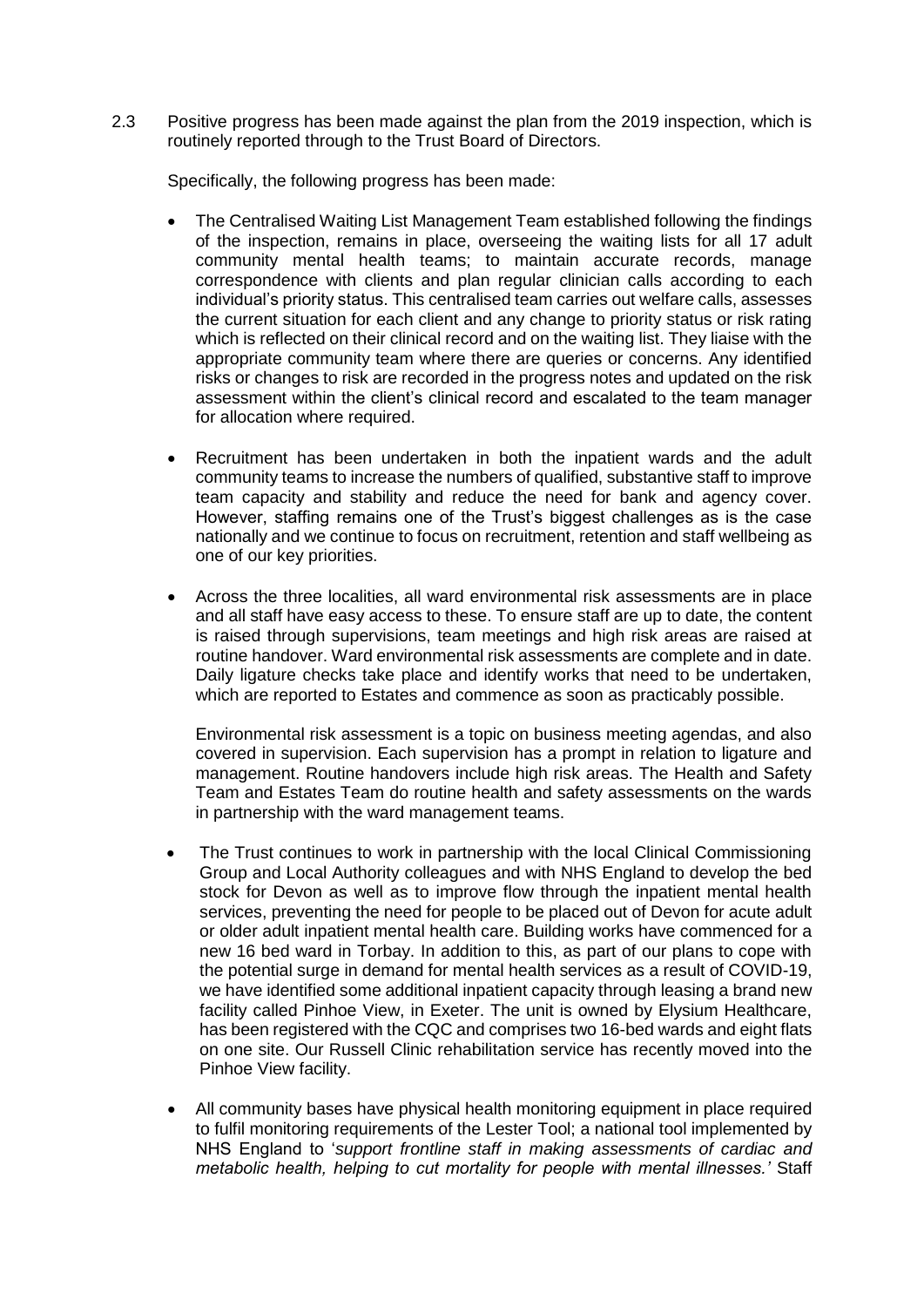2.3 Positive progress has been made against the plan from the 2019 inspection, which is routinely reported through to the Trust Board of Directors.

Specifically, the following progress has been made:

- The Centralised Waiting List Management Team established following the findings of the inspection, remains in place, overseeing the waiting lists for all 17 adult community mental health teams; to maintain accurate records, manage correspondence with clients and plan regular clinician calls according to each individual's priority status. This centralised team carries out welfare calls, assesses the current situation for each client and any change to priority status or risk rating which is reflected on their clinical record and on the waiting list. They liaise with the appropriate community team where there are queries or concerns. Any identified risks or changes to risk are recorded in the progress notes and updated on the risk assessment within the client's clinical record and escalated to the team manager for allocation where required.

- Recruitment has been undertaken in both the inpatient wards and the adult community teams to increase the numbers of qualified, substantive staff to improve team capacity and stability and reduce the need for bank and agency cover. However, staffing remains one of the Trust's biggest challenges as is the case nationally and we continue to focus on recruitment, retention and staff wellbeing as one of our key priorities.

- Across the three localities, all ward environmental risk assessments are in place and all staff have easy access to these. To ensure staff are up to date, the content is raised through supervisions, team meetings and high risk areas are raised at routine handover. Ward environmental risk assessments are complete and in date. Daily ligature checks take place and identify works that need to be undertaken, which are reported to Estates and commence as soon as practicably possible.

  Environmental risk assessment is a topic on business meeting agendas, and also covered in supervision. Each supervision has a prompt in relation to ligature and management. Routine handovers include high risk areas. The Health and Safety Team and Estates Team do routine health and safety assessments on the wards in partnership with the ward management teams.

- The Trust continues to work in partnership with the local Clinical Commissioning Group and Local Authority colleagues and with NHS England to develop the bed stock for Devon as well as to improve flow through the inpatient mental health services, preventing the need for people to be placed out of Devon for acute adult or older adult inpatient mental health care. Building works have commenced for a new 16 bed ward in Torbay. In addition to this, as part of our plans to cope with the potential surge in demand for mental health services as a result of COVID-19, we have identified some additional inpatient capacity through leasing a brand new facility called Pinhoe View, in Exeter. The unit is owned by Elysium Healthcare, has been registered with the CQC and comprises two 16-bed wards and eight flats on one site. Our Russell Clinic rehabilitation service has recently moved into the Pinhoe View facility.

- All community bases have physical health monitoring equipment in place required to fulfil monitoring requirements of the Lester Tool; a national tool implemented by NHS England to '*support frontline staff in making assessments of cardiac and metabolic health, helping to cut mortality for people with mental illnesses.'* Staff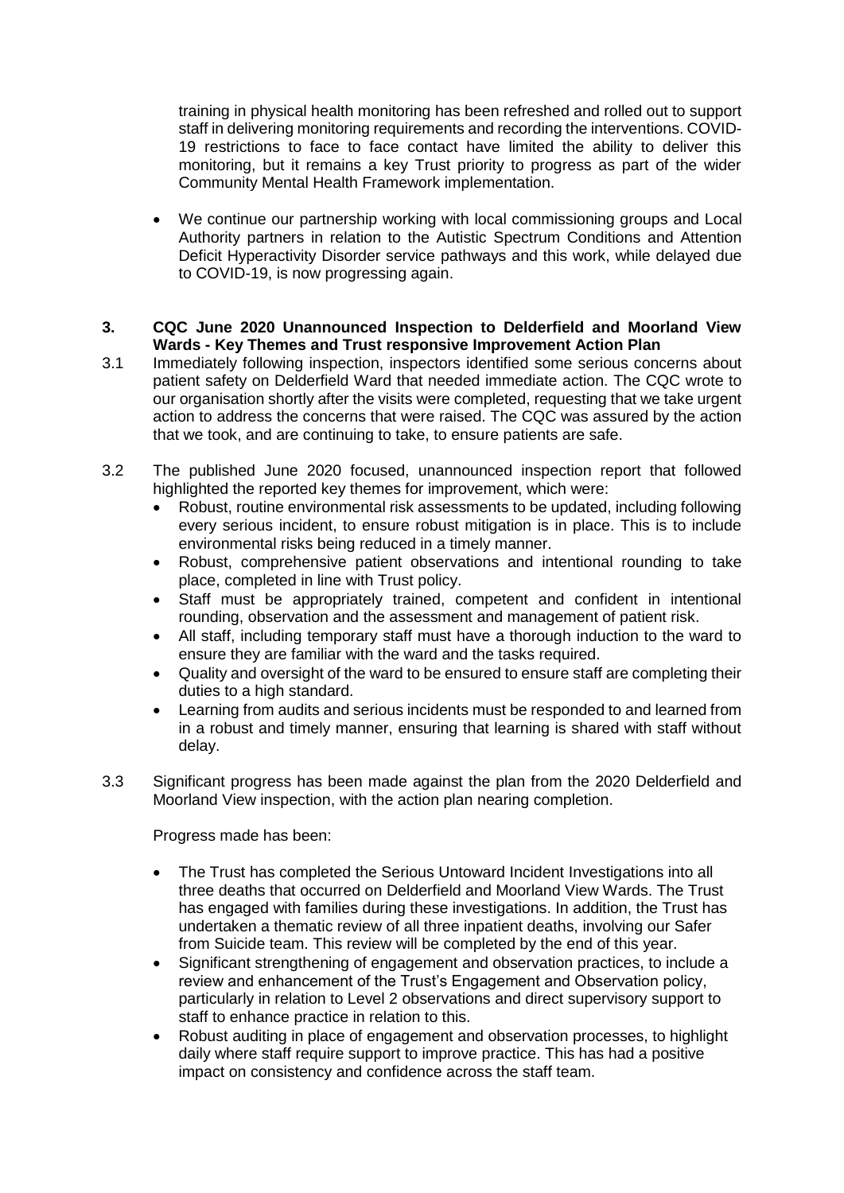training in physical health monitoring has been refreshed and rolled out to support staff in delivering monitoring requirements and recording the interventions. COVID-19 restrictions to face to face contact have limited the ability to deliver this monitoring, but it remains a key Trust priority to progress as part of the wider Community Mental Health Framework implementation.

- We continue our partnership working with local commissioning groups and Local Authority partners in relation to the Autistic Spectrum Conditions and Attention Deficit Hyperactivity Disorder service pathways and this work, while delayed due to COVID-19, is now progressing again.

## 3. CQC June 2020 Unannounced Inspection to Delderfield and Moorland View Wards - Key Themes and Trust responsive Improvement Action Plan

3.1 Immediately following inspection, inspectors identified some serious concerns about patient safety on Delderfield Ward that needed immediate action. The CQC wrote to our organisation shortly after the visits were completed, requesting that we take urgent action to address the concerns that were raised. The CQC was assured by the action that we took, and are continuing to take, to ensure patients are safe.

3.2 The published June 2020 focused, unannounced inspection report that followed highlighted the reported key themes for improvement, which were:

- Robust, routine environmental risk assessments to be updated, including following every serious incident, to ensure robust mitigation is in place. This is to include environmental risks being reduced in a timely manner.
- Robust, comprehensive patient observations and intentional rounding to take place, completed in line with Trust policy.
- Staff must be appropriately trained, competent and confident in intentional rounding, observation and the assessment and management of patient risk.
- All staff, including temporary staff must have a thorough induction to the ward to ensure they are familiar with the ward and the tasks required.
- Quality and oversight of the ward to be ensured to ensure staff are completing their duties to a high standard.
- Learning from audits and serious incidents must be responded to and learned from in a robust and timely manner, ensuring that learning is shared with staff without delay.

3.3 Significant progress has been made against the plan from the 2020 Delderfield and Moorland View inspection, with the action plan nearing completion.

Progress made has been:

- The Trust has completed the Serious Untoward Incident Investigations into all three deaths that occurred on Delderfield and Moorland View Wards. The Trust has engaged with families during these investigations. In addition, the Trust has undertaken a thematic review of all three inpatient deaths, involving our Safer from Suicide team. This review will be completed by the end of this year.
- Significant strengthening of engagement and observation practices, to include a review and enhancement of the Trust's Engagement and Observation policy, particularly in relation to Level 2 observations and direct supervisory support to staff to enhance practice in relation to this.
- Robust auditing in place of engagement and observation processes, to highlight daily where staff require support to improve practice. This has had a positive impact on consistency and confidence across the staff team.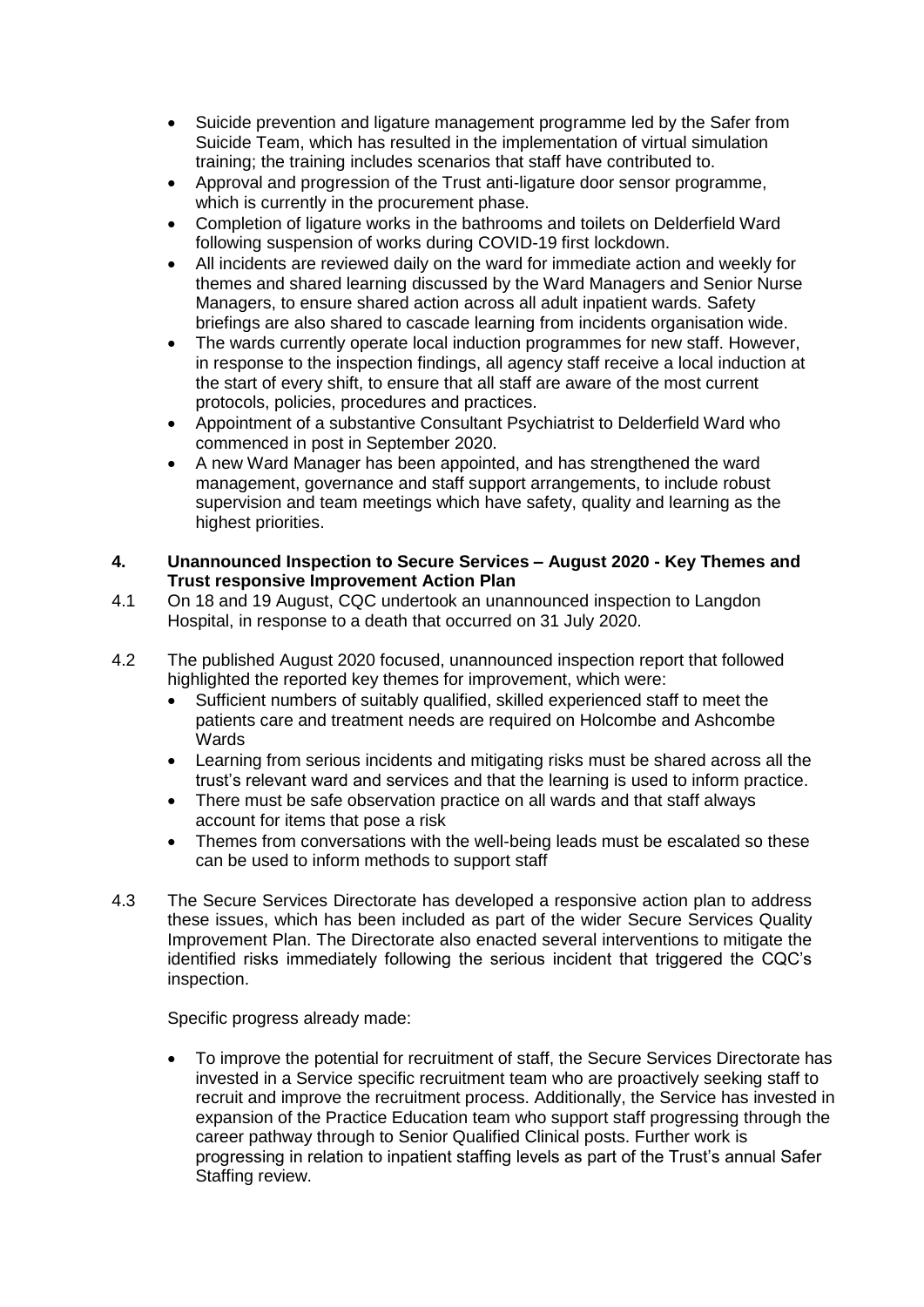- Suicide prevention and ligature management programme led by the Safer from Suicide Team, which has resulted in the implementation of virtual simulation training; the training includes scenarios that staff have contributed to.
- Approval and progression of the Trust anti-ligature door sensor programme, which is currently in the procurement phase.
- Completion of ligature works in the bathrooms and toilets on Delderfield Ward following suspension of works during COVID-19 first lockdown.
- All incidents are reviewed daily on the ward for immediate action and weekly for themes and shared learning discussed by the Ward Managers and Senior Nurse Managers, to ensure shared action across all adult inpatient wards. Safety briefings are also shared to cascade learning from incidents organisation wide.
- The wards currently operate local induction programmes for new staff. However, in response to the inspection findings, all agency staff receive a local induction at the start of every shift, to ensure that all staff are aware of the most current protocols, policies, procedures and practices.
- Appointment of a substantive Consultant Psychiatrist to Delderfield Ward who commenced in post in September 2020.
- A new Ward Manager has been appointed, and has strengthened the ward management, governance and staff support arrangements, to include robust supervision and team meetings which have safety, quality and learning as the highest priorities.

## 4. Unannounced Inspection to Secure Services – August 2020 - Key Themes and Trust responsive Improvement Action Plan

4.1 On 18 and 19 August, CQC undertook an unannounced inspection to Langdon Hospital, in response to a death that occurred on 31 July 2020.

4.2 The published August 2020 focused, unannounced inspection report that followed highlighted the reported key themes for improvement, which were:

- Sufficient numbers of suitably qualified, skilled experienced staff to meet the patients care and treatment needs are required on Holcombe and Ashcombe Wards
- Learning from serious incidents and mitigating risks must be shared across all the trust's relevant ward and services and that the learning is used to inform practice.
- There must be safe observation practice on all wards and that staff always account for items that pose a risk
- Themes from conversations with the well-being leads must be escalated so these can be used to inform methods to support staff

4.3 The Secure Services Directorate has developed a responsive action plan to address these issues, which has been included as part of the wider Secure Services Quality Improvement Plan. The Directorate also enacted several interventions to mitigate the identified risks immediately following the serious incident that triggered the CQC's inspection.

Specific progress already made:

- To improve the potential for recruitment of staff, the Secure Services Directorate has invested in a Service specific recruitment team who are proactively seeking staff to recruit and improve the recruitment process. Additionally, the Service has invested in expansion of the Practice Education team who support staff progressing through the career pathway through to Senior Qualified Clinical posts. Further work is progressing in relation to inpatient staffing levels as part of the Trust's annual Safer Staffing review.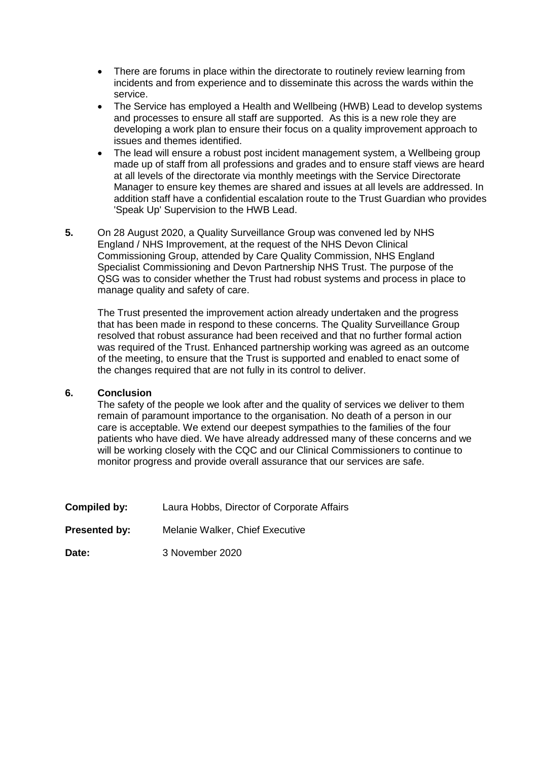- There are forums in place within the directorate to routinely review learning from incidents and from experience and to disseminate this across the wards within the service.
- The Service has employed a Health and Wellbeing (HWB) Lead to develop systems and processes to ensure all staff are supported. As this is a new role they are developing a work plan to ensure their focus on a quality improvement approach to issues and themes identified.
- The lead will ensure a robust post incident management system, a Wellbeing group made up of staff from all professions and grades and to ensure staff views are heard at all levels of the directorate via monthly meetings with the Service Directorate Manager to ensure key themes are shared and issues at all levels are addressed. In addition staff have a confidential escalation route to the Trust Guardian who provides 'Speak Up' Supervision to the HWB Lead.

**5.** On 28 August 2020, a Quality Surveillance Group was convened led by NHS England / NHS Improvement, at the request of the NHS Devon Clinical Commissioning Group, attended by Care Quality Commission, NHS England Specialist Commissioning and Devon Partnership NHS Trust. The purpose of the QSG was to consider whether the Trust had robust systems and process in place to manage quality and safety of care.

The Trust presented the improvement action already undertaken and the progress that has been made in respond to these concerns. The Quality Surveillance Group resolved that robust assurance had been received and that no further formal action was required of the Trust. Enhanced partnership working was agreed as an outcome of the meeting, to ensure that the Trust is supported and enabled to enact some of the changes required that are not fully in its control to deliver.

## 6. Conclusion

The safety of the people we look after and the quality of services we deliver to them remain of paramount importance to the organisation. No death of a person in our care is acceptable. We extend our deepest sympathies to the families of the four patients who have died. We have already addressed many of these concerns and we will be working closely with the CQC and our Clinical Commissioners to continue to monitor progress and provide overall assurance that our services are safe.

**Compiled by:** Laura Hobbs, Director of Corporate Affairs

**Presented by:** Melanie Walker, Chief Executive

**Date:** 3 November 2020